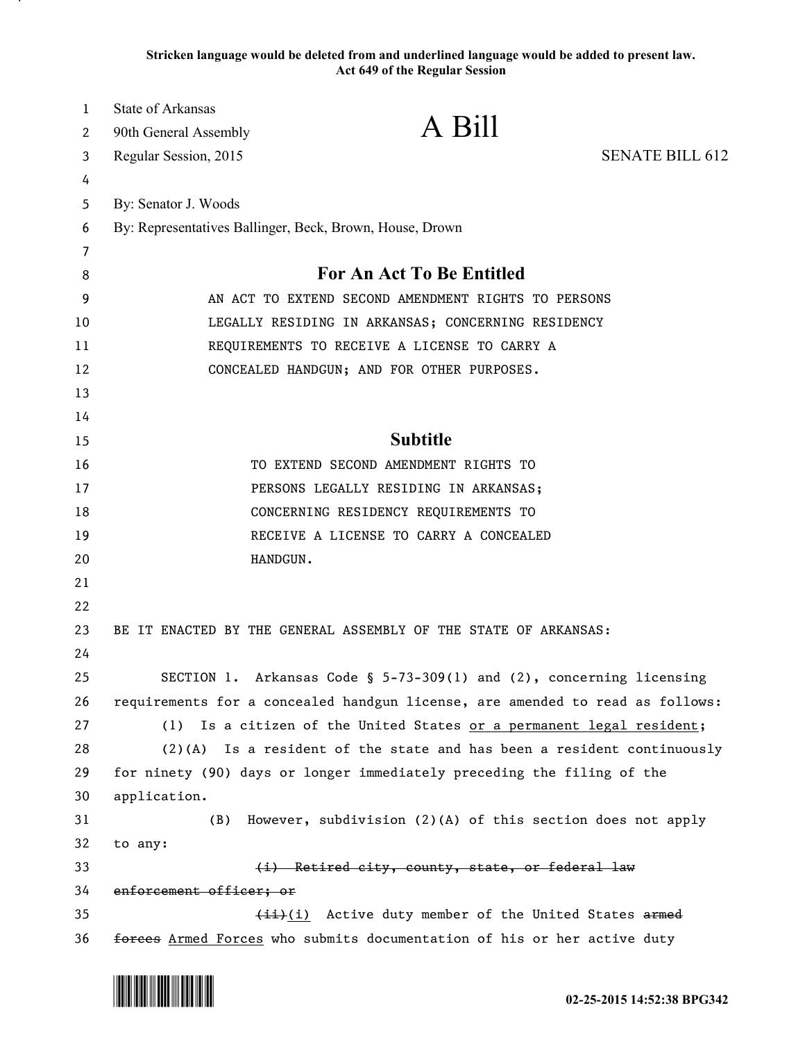**Stricken language would be deleted from and underlined language would be added to present law.**
**Act 649 of the Regular Session**

State of Arkansas
90th General Assembly
Regular Session, 2015

# A Bill

SENATE BILL 612

By: Senator J. Woods
By: Representatives Ballinger, Beck, Brown, House, Drown

## For An Act To Be Entitled

AN ACT TO EXTEND SECOND AMENDMENT RIGHTS TO PERSONS LEGALLY RESIDING IN ARKANSAS; CONCERNING RESIDENCY REQUIREMENTS TO RECEIVE A LICENSE TO CARRY A CONCEALED HANDGUN; AND FOR OTHER PURPOSES.

## Subtitle

TO EXTEND SECOND AMENDMENT RIGHTS TO PERSONS LEGALLY RESIDING IN ARKANSAS; CONCERNING RESIDENCY REQUIREMENTS TO RECEIVE A LICENSE TO CARRY A CONCEALED HANDGUN.

BE IT ENACTED BY THE GENERAL ASSEMBLY OF THE STATE OF ARKANSAS:

SECTION 1. Arkansas Code § 5-73-309(1) and (2), concerning licensing requirements for a concealed handgun license, are amended to read as follows:

(1) Is a citizen of the United States <u>or a permanent legal resident</u>;

(2)(A) Is a resident of the state and has been a resident continuously for ninety (90) days or longer immediately preceding the filing of the application.

(B) However, subdivision (2)(A) of this section does not apply to any:

~~(i) Retired city, county, state, or federal law enforcement officer; or~~

~~(ii)~~<u>(i)</u> Active duty member of the United States ~~armed forces~~ <u>Armed Forces</u> who submits documentation of his or her active duty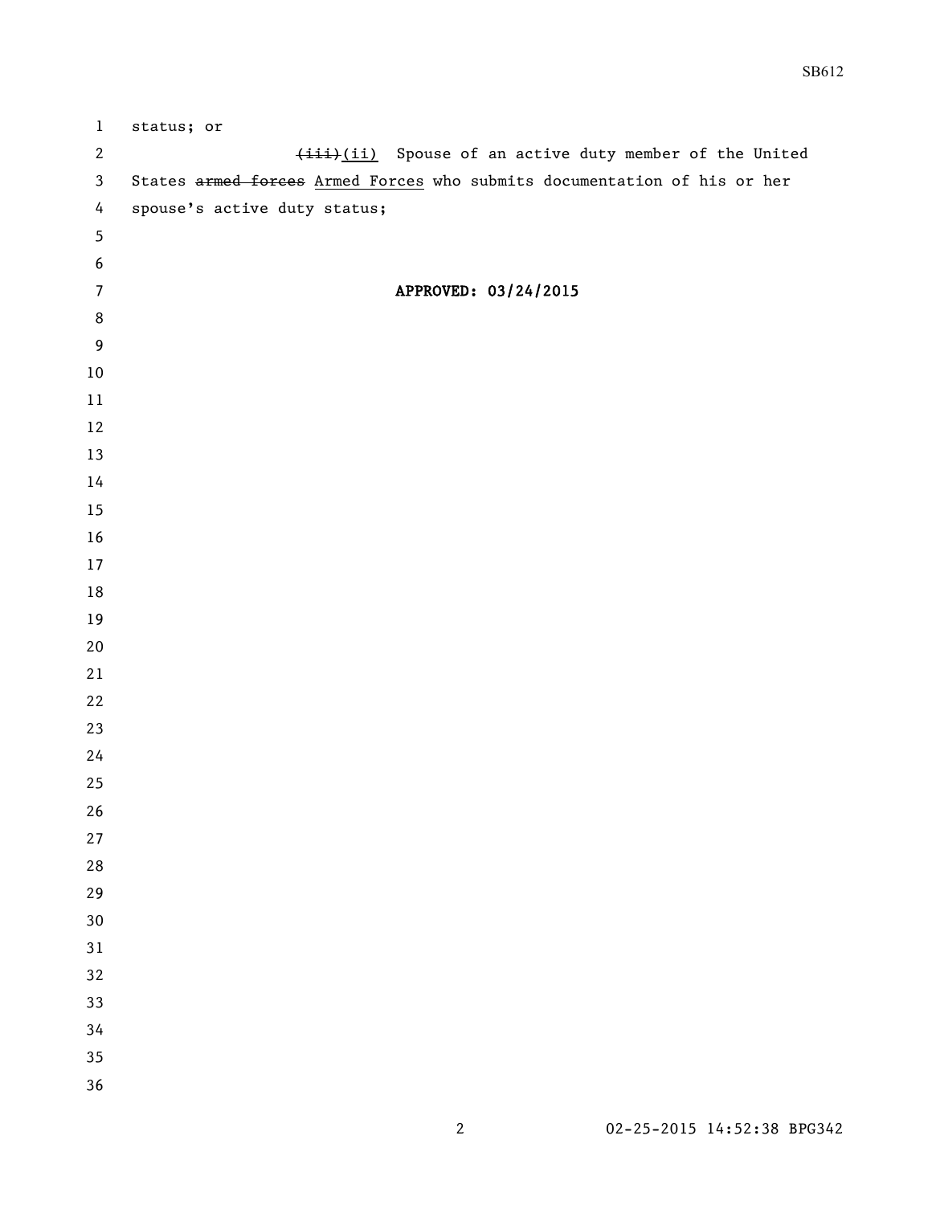status; or

~~(iii)~~(ii) Spouse of an active duty member of the United States ~~armed forces~~ Armed Forces who submits documentation of his or her spouse's active duty status;

**APPROVED: 03/24/2015**